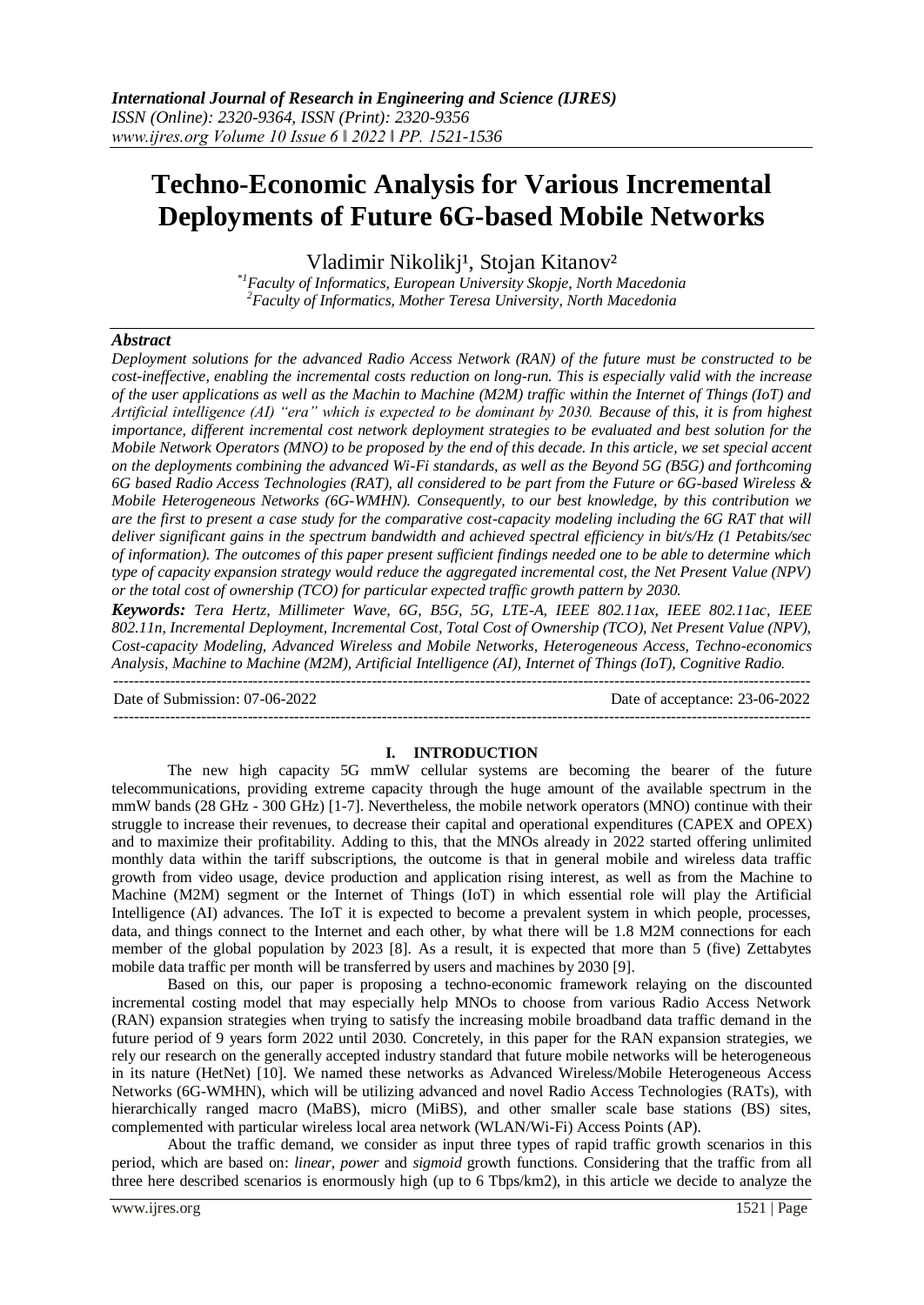# Techno-Economic Analysis for Various Incremental Deployments of Future 6G-based Mobile Networks

Vladimir Nikolikj[1], Stojan Kitanov[2]

*[1]Faculty of Informatics, European University Skopje, North Macedonia*
*[2]Faculty of Informatics, Mother Teresa University, North Macedonia*

## Abstract

*Deployment solutions for the advanced Radio Access Network (RAN) of the future must be constructed to be cost-ineffective, enabling the incremental costs reduction on long-run. This is especially valid with the increase of the user applications as well as the Machin to Machine (M2M) traffic within the Internet of Things (IoT) and Artificial intelligence (AI) "era" which is expected to be dominant by 2030. Because of this, it is from highest importance, different incremental cost network deployment strategies to be evaluated and best solution for the Mobile Network Operators (MNO) to be proposed by the end of this decade. In this article, we set special accent on the deployments combining the advanced Wi-Fi standards, as well as the Beyond 5G (B5G) and forthcoming 6G based Radio Access Technologies (RAT), all considered to be part from the Future or 6G-based Wireless & Mobile Heterogeneous Networks (6G-WMHN). Consequently, to our best knowledge, by this contribution we are the first to present a case study for the comparative cost-capacity modeling including the 6G RAT that will deliver significant gains in the spectrum bandwidth and achieved spectral efficiency in bit/s/Hz (1 Petabits/sec of information). The outcomes of this paper present sufficient findings needed one to be able to determine which type of capacity expansion strategy would reduce the aggregated incremental cost, the Net Present Value (NPV) or the total cost of ownership (TCO) for particular expected traffic growth pattern by 2030.*

***Keywords:*** *Tera Hertz, Millimeter Wave, 6G, B5G, 5G, LTE-A, IEEE 802.11ax, IEEE 802.11ac, IEEE 802.11n, Incremental Deployment, Incremental Cost, Total Cost of Ownership (TCO), Net Present Value (NPV), Cost-capacity Modeling, Advanced Wireless and Mobile Networks, Heterogeneous Access, Techno-economics Analysis, Machine to Machine (M2M), Artificial Intelligence (AI), Internet of Things (IoT), Cognitive Radio.*

Date of Submission: 07-06-2022 | Date of acceptance: 23-06-2022

## I. INTRODUCTION

The new high capacity 5G mmW cellular systems are becoming the bearer of the future telecommunications, providing extreme capacity through the huge amount of the available spectrum in the mmW bands (28 GHz - 300 GHz) [1-7]. Nevertheless, the mobile network operators (MNO) continue with their struggle to increase their revenues, to decrease their capital and operational expenditures (CAPEX and OPEX) and to maximize their profitability. Adding to this, that the MNOs already in 2022 started offering unlimited monthly data within the tariff subscriptions, the outcome is that in general mobile and wireless data traffic growth from video usage, device production and application rising interest, as well as from the Machine to Machine (M2M) segment or the Internet of Things (IoT) in which essential role will play the Artificial Intelligence (AI) advances. The IoT it is expected to become a prevalent system in which people, processes, data, and things connect to the Internet and each other, by what there will be 1.8 M2M connections for each member of the global population by 2023 [8]. As a result, it is expected that more than 5 (five) Zettabytes mobile data traffic per month will be transferred by users and machines by 2030 [9].

Based on this, our paper is proposing a techno-economic framework relaying on the discounted incremental costing model that may especially help MNOs to choose from various Radio Access Network (RAN) expansion strategies when trying to satisfy the increasing mobile broadband data traffic demand in the future period of 9 years form 2022 until 2030. Concretely, in this paper for the RAN expansion strategies, we rely our research on the generally accepted industry standard that future mobile networks will be heterogeneous in its nature (HetNet) [10]. We named these networks as Advanced Wireless/Mobile Heterogeneous Access Networks (6G-WMHN), which will be utilizing advanced and novel Radio Access Technologies (RATs), with hierarchically ranged macro (MaBS), micro (MiBS), and other smaller scale base stations (BS) sites, complemented with particular wireless local area network (WLAN/Wi-Fi) Access Points (AP).

About the traffic demand, we consider as input three types of rapid traffic growth scenarios in this period, which are based on: *linear, power* and *sigmoid* growth functions. Considering that the traffic from all three here described scenarios is enormously high (up to 6 Tbps/km2), in this article we decide to analyze the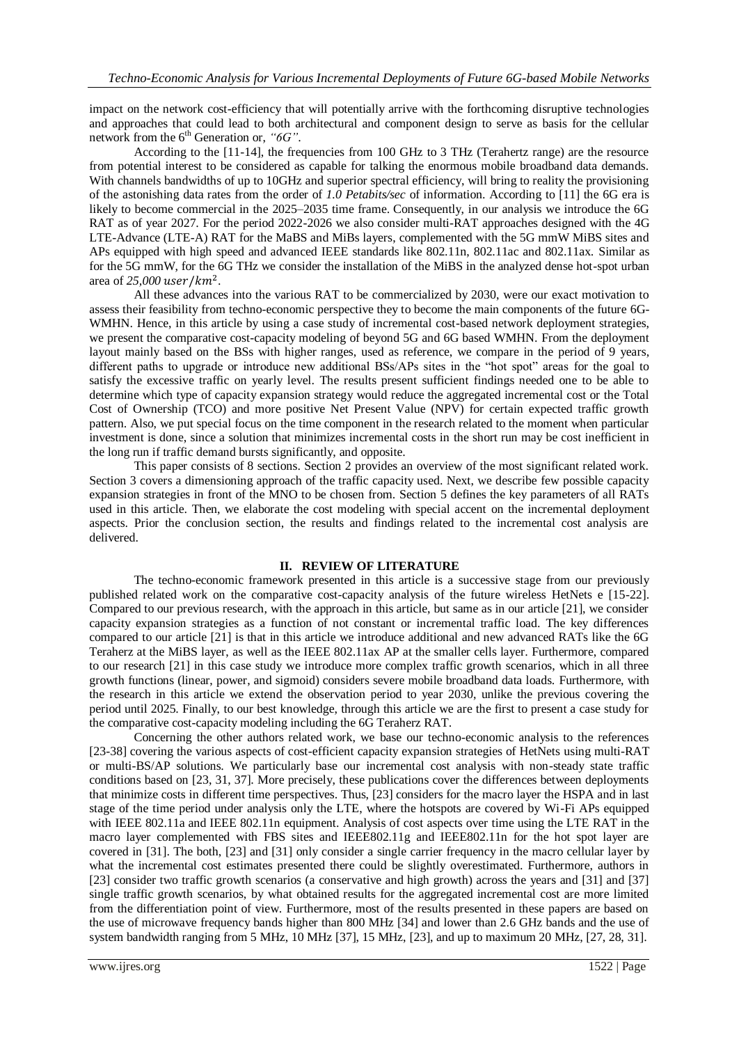impact on the network cost-efficiency that will potentially arrive with the forthcoming disruptive technologies and approaches that could lead to both architectural and component design to serve as basis for the cellular network from the 6th Generation or, *"6G"*.

According to the [11-14], the frequencies from 100 GHz to 3 THz (Terahertz range) are the resource from potential interest to be considered as capable for talking the enormous mobile broadband data demands. With channels bandwidths of up to 10GHz and superior spectral efficiency, will bring to reality the provisioning of the astonishing data rates from the order of *1.0 Petabits/sec* of information. According to [11] the 6G era is likely to become commercial in the 2025–2035 time frame. Consequently, in our analysis we introduce the 6G RAT as of year 2027. For the period 2022-2026 we also consider multi-RAT approaches designed with the 4G LTE-Advance (LTE-A) RAT for the MaBS and MiBs layers, complemented with the 5G mmW MiBS sites and APs equipped with high speed and advanced IEEE standards like 802.11n, 802.11ac and 802.11ax. Similar as for the 5G mmW, for the 6G THz we consider the installation of the MiBS in the analyzed dense hot-spot urban area of $25{,}000\ user/km^2$.

All these advances into the various RAT to be commercialized by 2030, were our exact motivation to assess their feasibility from techno-economic perspective they to become the main components of the future 6G-WMHN. Hence, in this article by using a case study of incremental cost-based network deployment strategies, we present the comparative cost-capacity modeling of beyond 5G and 6G based WMHN. From the deployment layout mainly based on the BSs with higher ranges, used as reference, we compare in the period of 9 years, different paths to upgrade or introduce new additional BSs/APs sites in the "hot spot" areas for the goal to satisfy the excessive traffic on yearly level. The results present sufficient findings needed one to be able to determine which type of capacity expansion strategy would reduce the aggregated incremental cost or the Total Cost of Ownership (TCO) and more positive Net Present Value (NPV) for certain expected traffic growth pattern. Also, we put special focus on the time component in the research related to the moment when particular investment is done, since a solution that minimizes incremental costs in the short run may be cost inefficient in the long run if traffic demand bursts significantly, and opposite.

This paper consists of 8 sections. Section 2 provides an overview of the most significant related work. Section 3 covers a dimensioning approach of the traffic capacity used. Next, we describe few possible capacity expansion strategies in front of the MNO to be chosen from. Section 5 defines the key parameters of all RATs used in this article. Then, we elaborate the cost modeling with special accent on the incremental deployment aspects. Prior the conclusion section, the results and findings related to the incremental cost analysis are delivered.

## II. REVIEW OF LITERATURE

The techno-economic framework presented in this article is a successive stage from our previously published related work on the comparative cost-capacity analysis of the future wireless HetNets e [15-22]. Compared to our previous research, with the approach in this article, but same as in our article [21], we consider capacity expansion strategies as a function of not constant or incremental traffic load. The key differences compared to our article [21] is that in this article we introduce additional and new advanced RATs like the 6G Teraherz at the MiBS layer, as well as the IEEE 802.11ax AP at the smaller cells layer. Furthermore, compared to our research [21] in this case study we introduce more complex traffic growth scenarios, which in all three growth functions (linear, power, and sigmoid) considers severe mobile broadband data loads. Furthermore, with the research in this article we extend the observation period to year 2030, unlike the previous covering the period until 2025. Finally, to our best knowledge, through this article we are the first to present a case study for the comparative cost-capacity modeling including the 6G Teraherz RAT.

Concerning the other authors related work, we base our techno-economic analysis to the references [23-38] covering the various aspects of cost-efficient capacity expansion strategies of HetNets using multi-RAT or multi-BS/AP solutions. We particularly base our incremental cost analysis with non-steady state traffic conditions based on [23, 31, 37]. More precisely, these publications cover the differences between deployments that minimize costs in different time perspectives. Thus, [23] considers for the macro layer the HSPA and in last stage of the time period under analysis only the LTE, where the hotspots are covered by Wi-Fi APs equipped with IEEE 802.11a and IEEE 802.11n equipment. Analysis of cost aspects over time using the LTE RAT in the macro layer complemented with FBS sites and IEEE802.11g and IEEE802.11n for the hot spot layer are covered in [31]. The both, [23] and [31] only consider a single carrier frequency in the macro cellular layer by what the incremental cost estimates presented there could be slightly overestimated. Furthermore, authors in [23] consider two traffic growth scenarios (a conservative and high growth) across the years and [31] and [37] single traffic growth scenarios, by what obtained results for the aggregated incremental cost are more limited from the differentiation point of view. Furthermore, most of the results presented in these papers are based on the use of microwave frequency bands higher than 800 MHz [34] and lower than 2.6 GHz bands and the use of system bandwidth ranging from 5 MHz, 10 MHz [37], 15 MHz, [23], and up to maximum 20 MHz, [27, 28, 31].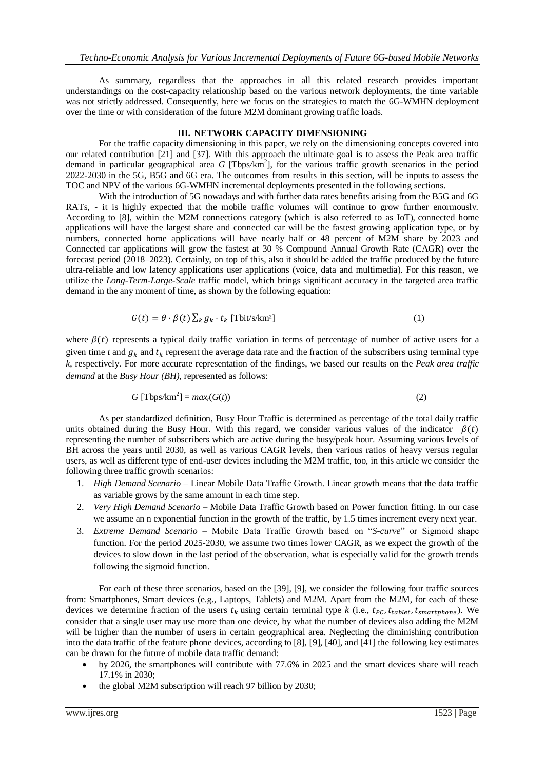As summary, regardless that the approaches in all this related research provides important understandings on the cost-capacity relationship based on the various network deployments, the time variable was not strictly addressed. Consequently, here we focus on the strategies to match the 6G-WMHN deployment over the time or with consideration of the future M2M dominant growing traffic loads.

## III. NETWORK CAPACITY DIMENSIONING

For the traffic capacity dimensioning in this paper, we rely on the dimensioning concepts covered into our related contribution [21] and [37]. With this approach the ultimate goal is to assess the Peak area traffic demand in particular geographical area *G* [Tbps/km$^2$], for the various traffic growth scenarios in the period 2022-2030 in the 5G, B5G and 6G era. The outcomes from results in this section, will be inputs to assess the TOC and NPV of the various 6G-WMHN incremental deployments presented in the following sections.

With the introduction of 5G nowadays and with further data rates benefits arising from the B5G and 6G RATs, - it is highly expected that the mobile traffic volumes will continue to grow further enormously. According to [8], within the M2M connections category (which is also referred to as IoT), connected home applications will have the largest share and connected car will be the fastest growing application type, or by numbers, connected home applications will have nearly half or 48 percent of M2M share by 2023 and Connected car applications will grow the fastest at 30 % Compound Annual Growth Rate (CAGR) over the forecast period (2018–2023). Certainly, on top of this, also it should be added the traffic produced by the future ultra-reliable and low latency applications user applications (voice, data and multimedia). For this reason, we utilize the *Long-Term-Large-Scale* traffic model, which brings significant accuracy in the targeted area traffic demand in the any moment of time, as shown by the following equation:

$$G(t) = \theta \cdot \beta(t) \sum_k g_k \cdot t_k \text{ [Tbit/s/km}^2\text{]} \tag{1}$$

where $\beta(t)$ represents a typical daily traffic variation in terms of percentage of number of active users for a given time *t* and $g_k$ and $t_k$ represent the average data rate and the fraction of the subscribers using terminal type *k*, respectively. For more accurate representation of the findings, we based our results on the *Peak area traffic demand* at the *Busy Hour (BH)*, represented as follows:

$$G \text{ [Tbps/km}^2\text{]} = max_t(G(t)) \tag{2}$$

As per standardized definition, Busy Hour Traffic is determined as percentage of the total daily traffic units obtained during the Busy Hour. With this regard, we consider various values of the indicator $\beta(t)$ representing the number of subscribers which are active during the busy/peak hour. Assuming various levels of BH across the years until 2030, as well as various CAGR levels, then various ratios of heavy versus regular users, as well as different type of end-user devices including the M2M traffic, too, in this article we consider the following three traffic growth scenarios:

1. *High Demand Scenario* – Linear Mobile Data Traffic Growth. Linear growth means that the data traffic as variable grows by the same amount in each time step.
2. *Very High Demand Scenario* – Mobile Data Traffic Growth based on Power function fitting. In our case we assume an n exponential function in the growth of the traffic, by 1.5 times increment every next year.
3. *Extreme Demand Scenario* – Mobile Data Traffic Growth based on "*S-curve*" or Sigmoid shape function. For the period 2025-2030, we assume two times lower CAGR, as we expect the growth of the devices to slow down in the last period of the observation, what is especially valid for the growth trends following the sigmoid function.

For each of these three scenarios, based on the [39], [9], we consider the following four traffic sources from: Smartphones, Smart devices (e.g., Laptops, Tablets) and M2M. Apart from the M2M, for each of these devices we determine fraction of the users $t_k$ using certain terminal type *k* (i.e., $t_{PC}, t_{tablet}, t_{smartphone}$). We consider that a single user may use more than one device, by what the number of devices also adding the M2M will be higher than the number of users in certain geographical area. Neglecting the diminishing contribution into the data traffic of the feature phone devices, according to [8], [9], [40], and [41] the following key estimates can be drawn for the future of mobile data traffic demand:

- by 2026, the smartphones will contribute with 77.6% in 2025 and the smart devices share will reach 17.1% in 2030;
- the global M2M subscription will reach 97 billion by 2030;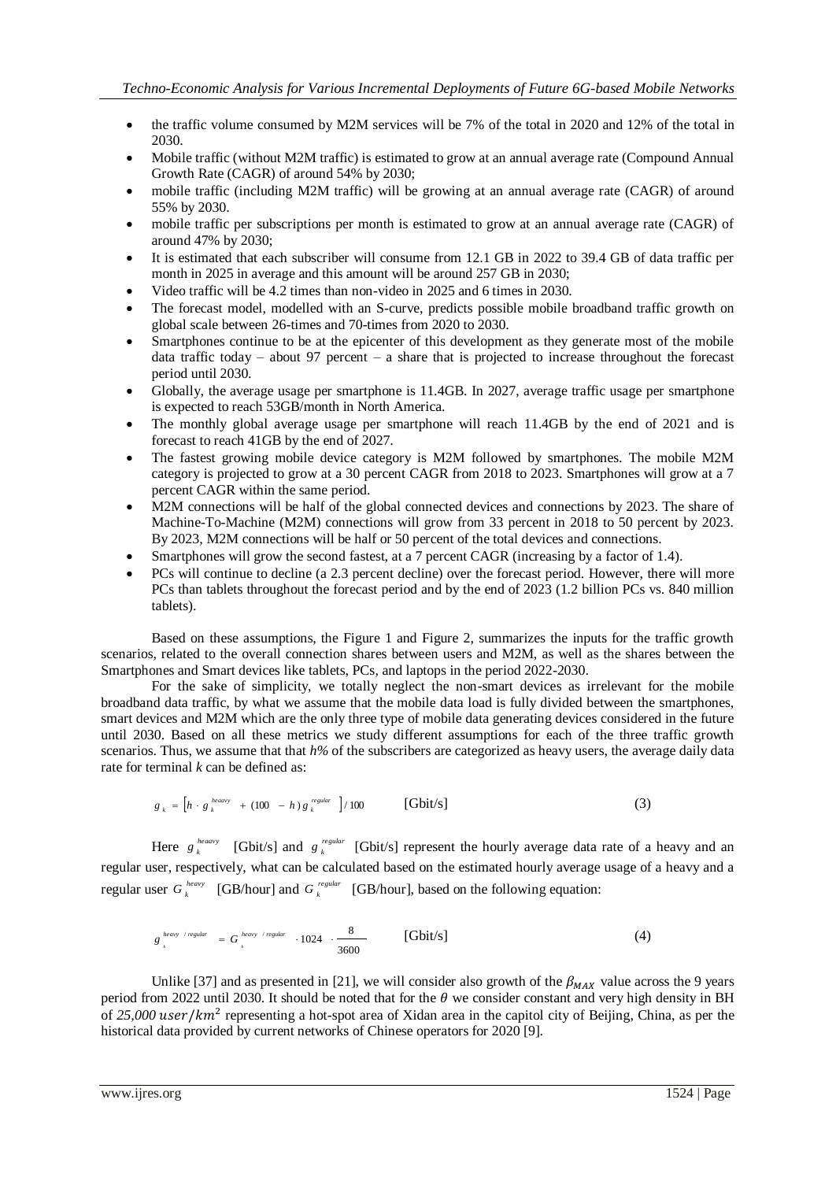- the traffic volume consumed by M2M services will be 7% of the total in 2020 and 12% of the total in 2030.
- Mobile traffic (without M2M traffic) is estimated to grow at an annual average rate (Compound Annual Growth Rate (CAGR) of around 54% by 2030;
- mobile traffic (including M2M traffic) will be growing at an annual average rate (CAGR) of around 55% by 2030.
- mobile traffic per subscriptions per month is estimated to grow at an annual average rate (CAGR) of around 47% by 2030;
- It is estimated that each subscriber will consume from 12.1 GB in 2022 to 39.4 GB of data traffic per month in 2025 in average and this amount will be around 257 GB in 2030;
- Video traffic will be 4.2 times than non-video in 2025 and 6 times in 2030.
- The forecast model, modelled with an S-curve, predicts possible mobile broadband traffic growth on global scale between 26-times and 70-times from 2020 to 2030.
- Smartphones continue to be at the epicenter of this development as they generate most of the mobile data traffic today – about 97 percent – a share that is projected to increase throughout the forecast period until 2030.
- Globally, the average usage per smartphone is 11.4GB. In 2027, average traffic usage per smartphone is expected to reach 53GB/month in North America.
- The monthly global average usage per smartphone will reach 11.4GB by the end of 2021 and is forecast to reach 41GB by the end of 2027.
- The fastest growing mobile device category is M2M followed by smartphones. The mobile M2M category is projected to grow at a 30 percent CAGR from 2018 to 2023. Smartphones will grow at a 7 percent CAGR within the same period.
- M2M connections will be half of the global connected devices and connections by 2023. The share of Machine-To-Machine (M2M) connections will grow from 33 percent in 2018 to 50 percent by 2023. By 2023, M2M connections will be half or 50 percent of the total devices and connections.
- Smartphones will grow the second fastest, at a 7 percent CAGR (increasing by a factor of 1.4).
- PCs will continue to decline (a 2.3 percent decline) over the forecast period. However, there will more PCs than tablets throughout the forecast period and by the end of 2023 (1.2 billion PCs vs. 840 million tablets).

Based on these assumptions, the Figure 1 and Figure 2, summarizes the inputs for the traffic growth scenarios, related to the overall connection shares between users and M2M, as well as the shares between the Smartphones and Smart devices like tablets, PCs, and laptops in the period 2022-2030.

For the sake of simplicity, we totally neglect the non-smart devices as irrelevant for the mobile broadband data traffic, by what we assume that the mobile data load is fully divided between the smartphones, smart devices and M2M which are the only three type of mobile data generating devices considered in the future until 2030. Based on all these metrics we study different assumptions for each of the three traffic growth scenarios. Thus, we assume that that *h%* of the subscribers are categorized as heavy users, the average daily data rate for terminal *k* can be defined as:

$$g_k = \left[h \cdot g_k^{heavy} + (100 - h)\, g_k^{regular}\right] / 100 \qquad \text{[Gbit/s]} \tag{3}$$

Here $g_k^{heavy}$ [Gbit/s] and $g_k^{regular}$ [Gbit/s] represent the hourly average data rate of a heavy and an regular user, respectively, what can be calculated based on the estimated hourly average usage of a heavy and a regular user $G_k^{heavy}$ [GB/hour] and $G_k^{regular}$ [GB/hour], based on the following equation:

$$g_k^{heavy\,/\,regular} = G_k^{heavy\,/\,regular} \cdot 1024 \cdot \frac{8}{3600} \qquad \text{[Gbit/s]} \tag{4}$$

Unlike [37] and as presented in [21], we will consider also growth of the $\beta_{MAX}$ value across the 9 years period from 2022 until 2030. It should be noted that for the $\theta$ we consider constant and very high density in BH of $25{,}000\ user/km^2$ representing a hot-spot area of Xidan area in the capitol city of Beijing, China, as per the historical data provided by current networks of Chinese operators for 2020 [9].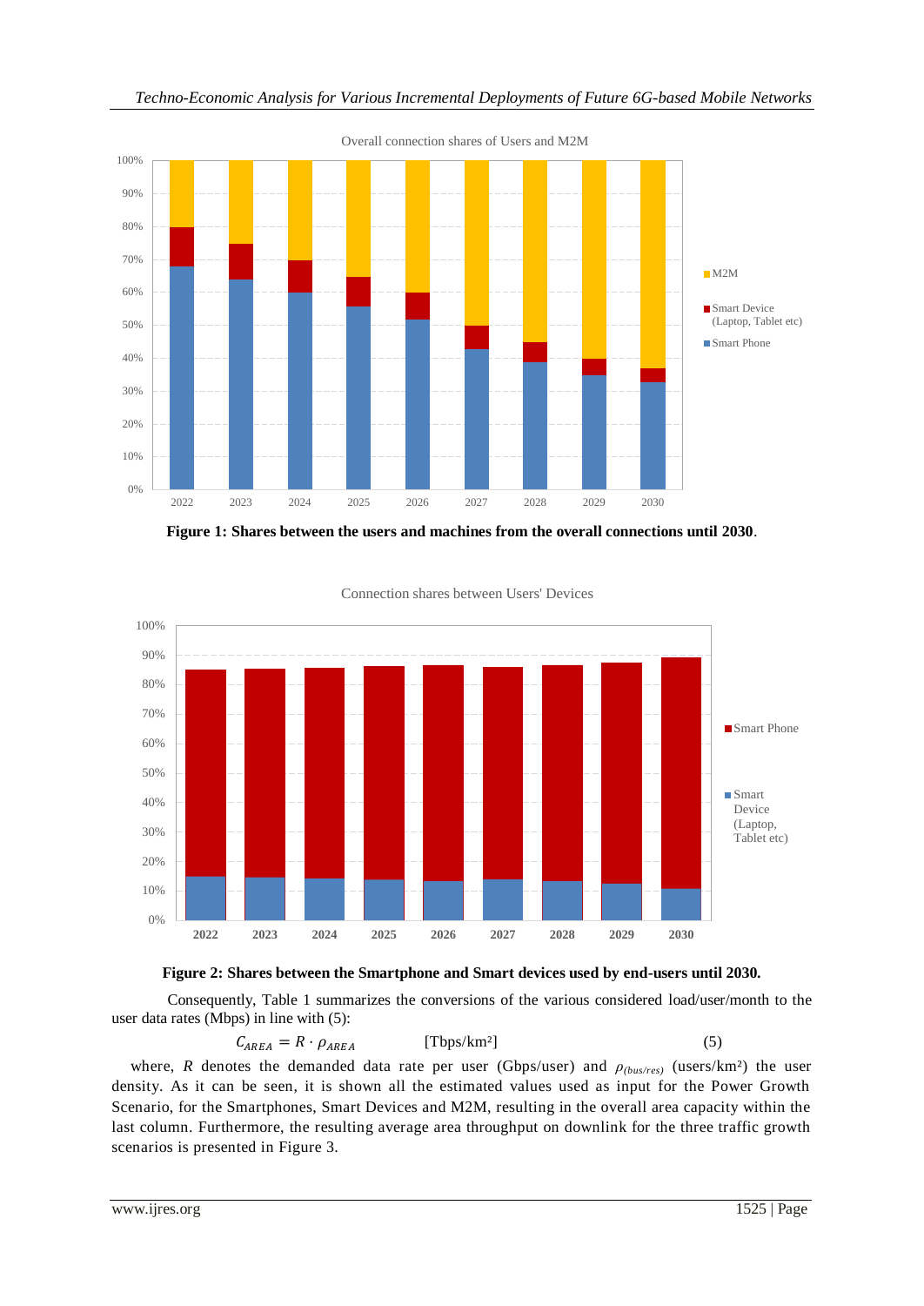**Figure 1: Shares between the users and machines from the overall connections until 2030**.

**Figure 2: Shares between the Smartphone and Smart devices used by end-users until 2030.**

Consequently, Table 1 summarizes the conversions of the various considered load/user/month to the user data rates (Mbps) in line with (5):

$$C_{AREA} = R \cdot \rho_{AREA} \qquad [\text{Tbps/km}^2] \qquad (5)$$

where, $R$ denotes the demanded data rate per user (Gbps/user) and $\rho_{(bus/res)}$ (users/km²) the user density. As it can be seen, it is shown all the estimated values used as input for the Power Growth Scenario, for the Smartphones, Smart Devices and M2M, resulting in the overall area capacity within the last column. Furthermore, the resulting average area throughput on downlink for the three traffic growth scenarios is presented in Figure 3.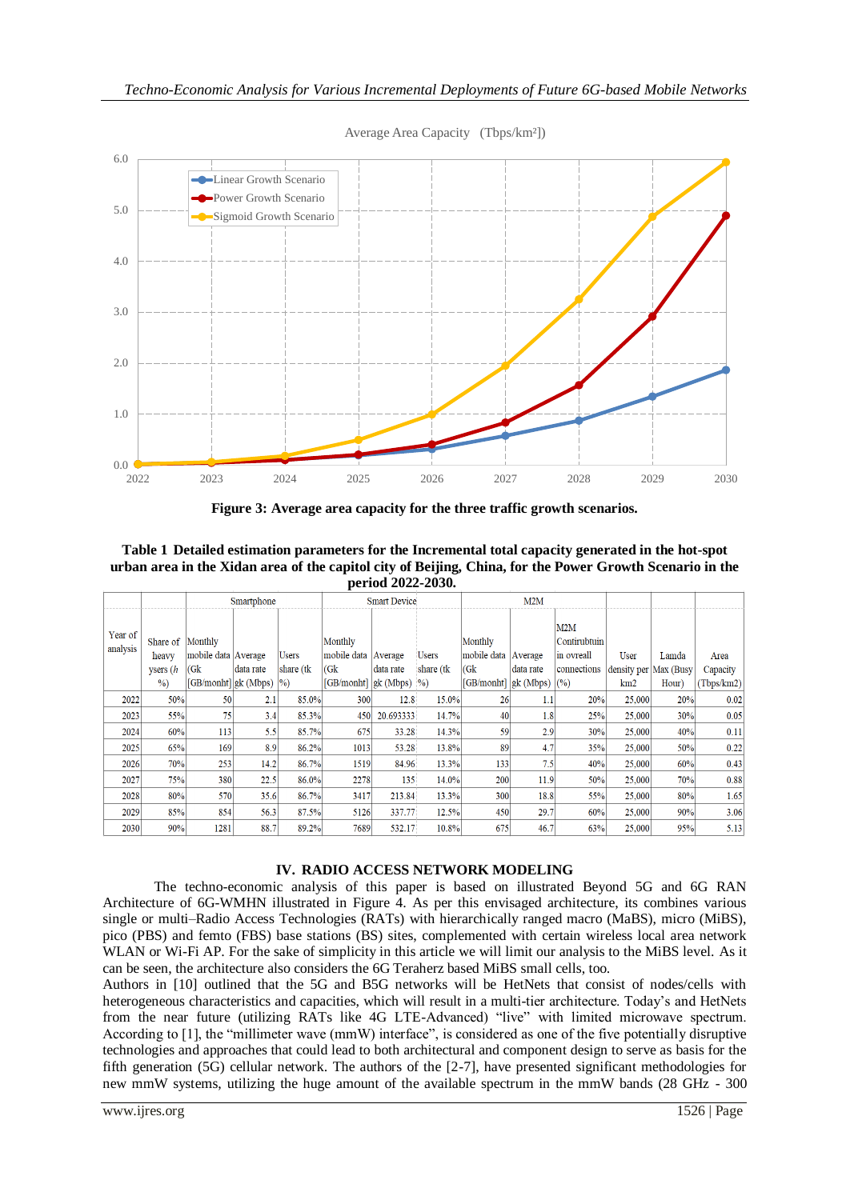Average Area Capacity (Tbps/km²])

**Figure 3: Average area capacity for the three traffic growth scenarios.**

**Table 1 Detailed estimation parameters for the Incremental total capacity generated in the hot-spot urban area in the Xidan area of the capitol city of Beijing, China, for the Power Growth Scenario in the period 2022-2030.**

| | | Smartphone | | | Smart Device | | | M2M | | | | | |
|---|---|---|---|---|---|---|---|---|---|---|---|---|---|
| Year of analysis | Share of heavy ysers (*h* %) | Monthly mobile data (Gk [GB/monht] | Average data rate gk (Mbps) | Users share (tk %) | Monthly mobile data (Gk [GB/monht] | Average data rate gk (Mbps) | Users share (tk %) | Monthly mobile data (Gk [GB/monht] | Average data rate gk (Mbps) | M2M Contirubtuin in ovreall connections (%) | User density per km2 | Lamda Max (Busy Hour) | Area Capacity (Tbps/km2) |
| 2022 | 50% | 50 | 2.1 | 85.0% | 300 | 12.8 | 15.0% | 26 | 1.1 | 20% | 25,000 | 20% | 0.02 |
| 2023 | 55% | 75 | 3.4 | 85.3% | 450 | 20.693333 | 14.7% | 40 | 1.8 | 25% | 25,000 | 30% | 0.05 |
| 2024 | 60% | 113 | 5.5 | 85.7% | 675 | 33.28 | 14.3% | 59 | 2.9 | 30% | 25,000 | 40% | 0.11 |
| 2025 | 65% | 169 | 8.9 | 86.2% | 1013 | 53.28 | 13.8% | 89 | 4.7 | 35% | 25,000 | 50% | 0.22 |
| 2026 | 70% | 253 | 14.2 | 86.7% | 1519 | 84.96 | 13.3% | 133 | 7.5 | 40% | 25,000 | 60% | 0.43 |
| 2027 | 75% | 380 | 22.5 | 86.0% | 2278 | 135 | 14.0% | 200 | 11.9 | 50% | 25,000 | 70% | 0.88 |
| 2028 | 80% | 570 | 35.6 | 86.7% | 3417 | 213.84 | 13.3% | 300 | 18.8 | 55% | 25,000 | 80% | 1.65 |
| 2029 | 85% | 854 | 56.3 | 87.5% | 5126 | 337.77 | 12.5% | 450 | 29.7 | 60% | 25,000 | 90% | 3.06 |
| 2030 | 90% | 1281 | 88.7 | 89.2% | 7689 | 532.17 | 10.8% | 675 | 46.7 | 63% | 25,000 | 95% | 5.13 |

## IV. RADIO ACCESS NETWORK MODELING

The techno-economic analysis of this paper is based on illustrated Beyond 5G and 6G RAN Architecture of 6G-WMHN illustrated in Figure 4. As per this envisaged architecture, its combines various single or multi–Radio Access Technologies (RATs) with hierarchically ranged macro (MaBS), micro (MiBS), pico (PBS) and femto (FBS) base stations (BS) sites, complemented with certain wireless local area network WLAN or Wi-Fi AP. For the sake of simplicity in this article we will limit our analysis to the MiBS level. As it can be seen, the architecture also considers the 6G Teraherz based MiBS small cells, too.

Authors in [10] outlined that the 5G and B5G networks will be HetNets that consist of nodes/cells with heterogeneous characteristics and capacities, which will result in a multi-tier architecture. Today's and HetNets from the near future (utilizing RATs like 4G LTE-Advanced) "live" with limited microwave spectrum. According to [1], the "millimeter wave (mmW) interface", is considered as one of the five potentially disruptive technologies and approaches that could lead to both architectural and component design to serve as basis for the fifth generation (5G) cellular network. The authors of the [2-7], have presented significant methodologies for new mmW systems, utilizing the huge amount of the available spectrum in the mmW bands (28 GHz - 300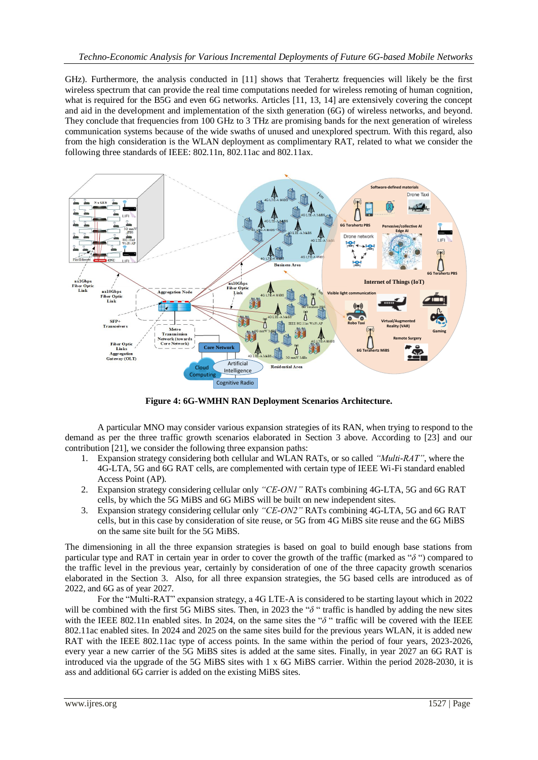GHz). Furthermore, the analysis conducted in [11] shows that Terahertz frequencies will likely be the first wireless spectrum that can provide the real time computations needed for wireless remoting of human cognition, what is required for the B5G and even 6G networks. Articles [11, 13, 14] are extensively covering the concept and aid in the development and implementation of the sixth generation (6G) of wireless networks, and beyond. They conclude that frequencies from 100 GHz to 3 THz are promising bands for the next generation of wireless communication systems because of the wide swaths of unused and unexplored spectrum. With this regard, also from the high consideration is the WLAN deployment as complimentary RAT, related to what we consider the following three standards of IEEE: 802.11n, 802.11ac and 802.11ax.

**Figure 4: 6G-WMHN RAN Deployment Scenarios Architecture.**

A particular MNO may consider various expansion strategies of its RAN, when trying to respond to the demand as per the three traffic growth scenarios elaborated in Section 3 above. According to [23] and our contribution [21], we consider the following three expansion paths:

1. Expansion strategy considering both cellular and WLAN RATs, or so called *"Multi-RAT"*, where the 4G-LTA, 5G and 6G RAT cells, are complemented with certain type of IEEE Wi-Fi standard enabled Access Point (AP).
2. Expansion strategy considering cellular only *"CE-ON1"* RATs combining 4G-LTA, 5G and 6G RAT cells, by which the 5G MiBS and 6G MiBS will be built on new independent sites.
3. Expansion strategy considering cellular only *"CE-ON2"* RATs combining 4G-LTA, 5G and 6G RAT cells, but in this case by consideration of site reuse, or 5G from 4G MiBS site reuse and the 6G MiBS on the same site built for the 5G MiBS.

The dimensioning in all the three expansion strategies is based on goal to build enough base stations from particular type and RAT in certain year in order to cover the growth of the traffic (marked as "$\delta$ ") compared to the traffic level in the previous year, certainly by consideration of one of the three capacity growth scenarios elaborated in the Section 3. Also, for all three expansion strategies, the 5G based cells are introduced as of 2022, and 6G as of year 2027.

For the "Multi-RAT" expansion strategy, a 4G LTE-A is considered to be starting layout which in 2022 will be combined with the first 5G MiBS sites. Then, in 2023 the "$\delta$ " traffic is handled by adding the new sites with the IEEE 802.11n enabled sites. In 2024, on the same sites the "$\delta$ " traffic will be covered with the IEEE 802.11ac enabled sites. In 2024 and 2025 on the same sites build for the previous years WLAN, it is added new RAT with the IEEE 802.11ac type of access points. In the same within the period of four years, 2023-2026, every year a new carrier of the 5G MiBS sites is added at the same sites. Finally, in year 2027 an 6G RAT is introduced via the upgrade of the 5G MiBS sites with 1 x 6G MiBS carrier. Within the period 2028-2030, it is ass and additional 6G carrier is added on the existing MiBS sites.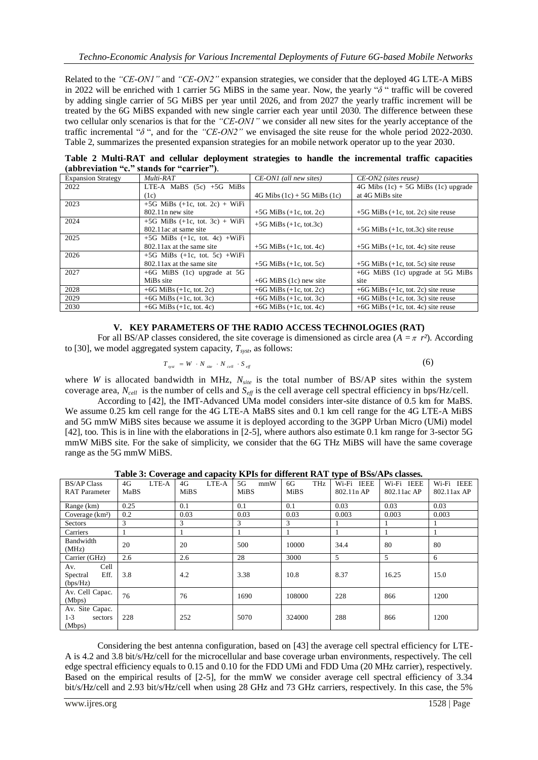Related to the *"CE-ON1"* and *"CE-ON2"* expansion strategies, we consider that the deployed 4G LTE-A MiBS in 2022 will be enriched with 1 carrier 5G MiBS in the same year. Now, the yearly "$\delta$ " traffic will be covered by adding single carrier of 5G MiBS per year until 2026, and from 2027 the yearly traffic increment will be treated by the 6G MiBS expanded with new single carrier each year until 2030. The difference between these two cellular only scenarios is that for the *"CE-ON1"* we consider all new sites for the yearly acceptance of the traffic incremental "$\delta$ ", and for the *"CE-ON2"* we envisaged the site reuse for the whole period 2022-2030. Table 2, summarizes the presented expansion strategies for an mobile network operator up to the year 2030.

**Table 2 Multi-RAT and cellular deployment strategies to handle the incremental traffic capacities (abbreviation "c." stands for "carrier").**

| Expansion Strategy | *Multi-RAT* | *CE-ON1 (all new sites)* | *CE-ON2 (sites reuse)* |
|---|---|---|---|
| 2022 | LTE-A MaBS (5c) +5G MiBs (1c) | 4G Mibs (1c) + 5G MiBs (1c) | 4G Mibs (1c) + 5G MiBs (1c) upgrade at 4G MiBs site |
| 2023 | +5G MiBs (+1c, tot. 2c) + WiFi 802.11n new site | +5G MiBs (+1c, tot. 2c) | +5G MiBs (+1c, tot. 2c) site reuse |
| 2024 | +5G MiBs (+1c, tot. 3c) + WiFi 802.11ac at same site | +5G MiBs (+1c, tot.3c) | +5G MiBs (+1c, tot.3c) site reuse |
| 2025 | +5G MiBs (+1c, tot. 4c) +WiFi 802.11ax at the same site | +5G MiBs (+1c, tot. 4c) | +5G MiBs (+1c, tot. 4c) site reuse |
| 2026 | +5G MiBs (+1c, tot. 5c) +WiFi 802.11ax at the same site | +5G MiBs (+1c, tot. 5c) | +5G MiBs (+1c, tot. 5c) site reuse |
| 2027 | +6G MiBS (1c) upgrade at 5G MiBs site | +6G MiBS (1c) new site | +6G MiBS (1c) upgrade at 5G MiBs site |
| 2028 | +6G MiBs (+1c, tot. 2c) | +6G MiBs (+1c, tot. 2c) | +6G MiBs (+1c, tot. 2c) site reuse |
| 2029 | +6G MiBs (+1c, tot. 3c) | +6G MiBs (+1c, tot. 3c) | +6G MiBs (+1c, tot. 3c) site reuse |
| 2030 | +6G MiBs (+1c, tot. 4c) | +6G MiBs (+1c, tot. 4c) | +6G MiBs (+1c, tot. 4c) site reuse |

## V. KEY PARAMETERS OF THE RADIO ACCESS TECHNOLOGIES (RAT)

For all BS/AP classes considered, the site coverage is dimensioned as circle area ($A = \pi\ r^2$). According to [30], we model aggregated system capacity, $T_{syst}$, as follows:

$$T_{syst} = W \cdot N_{site} \cdot N_{cell} \cdot S_{eff} \tag{6}$$

where $W$ is allocated bandwidth in MHz, $N_{site}$ is the total number of BS/AP sites within the system coverage area, $N_{cell}$ is the number of cells and $S_{eff}$ is the cell average cell spectral efficiency in bps/Hz/cell.

According to [42], the IMT-Advanced UMa model considers inter-site distance of 0.5 km for MaBS. We assume 0.25 km cell range for the 4G LTE-A MaBS sites and 0.1 km cell range for the 4G LTE-A MiBS and 5G mmW MiBS sites because we assume it is deployed according to the 3GPP Urban Micro (UMi) model [42], too. This is in line with the elaborations in [2-5], where authors also estimate 0.1 km range for 3-sector 5G mmW MiBS site. For the sake of simplicity, we consider that the 6G THz MiBS will have the same coverage range as the 5G mmW MiBS.

**Table 3: Coverage and capacity KPIs for different RAT type of BSs/APs classes.**

| BS/AP Class RAT Parameter | 4G LTE-A MaBS | 4G LTE-A MiBS | 5G mmW MiBS | 6G THz MiBS | Wi-Fi IEEE 802.11n AP | Wi-Fi IEEE 802.11ac AP | Wi-Fi IEEE 802.11ax AP |
|---|---|---|---|---|---|---|---|
| Range (km) | 0.25 | 0.1 | 0.1 | 0.1 | 0.03 | 0.03 | 0.03 |
| Coverage (km²) | 0.2 | 0.03 | 0.03 | 0.03 | 0.003 | 0.003 | 0.003 |
| Sectors | 3 | 3 | 3 | 3 | 1 | 1 | 1 |
| Carriers | 1 | 1 | 1 | 1 | 1 | 1 | 1 |
| Bandwidth (MHz) | 20 | 20 | 500 | 10000 | 34.4 | 80 | 80 |
| Carrier (GHz) | 2.6 | 2.6 | 28 | 3000 | 5 | 5 | 6 |
| Av. Cell Spectral Eff. (bps/Hz) | 3.8 | 4.2 | 3.38 | 10.8 | 8.37 | 16.25 | 15.0 |
| Av. Cell Capac. (Mbps) | 76 | 76 | 1690 | 108000 | 228 | 866 | 1200 |
| Av. Site Capac. 1-3 sectors (Mbps) | 228 | 252 | 5070 | 324000 | 288 | 866 | 1200 |

Considering the best antenna configuration, based on [43] the average cell spectral efficiency for LTE-A is 4.2 and 3.8 bit/s/Hz/cell for the microcellular and base coverage urban environments, respectively. The cell edge spectral efficiency equals to 0.15 and 0.10 for the FDD UMi and FDD Uma (20 MHz carrier), respectively. Based on the empirical results of [2-5], for the mmW we consider average cell spectral efficiency of 3.34 bit/s/Hz/cell and 2.93 bit/s/Hz/cell when using 28 GHz and 73 GHz carriers, respectively. In this case, the 5%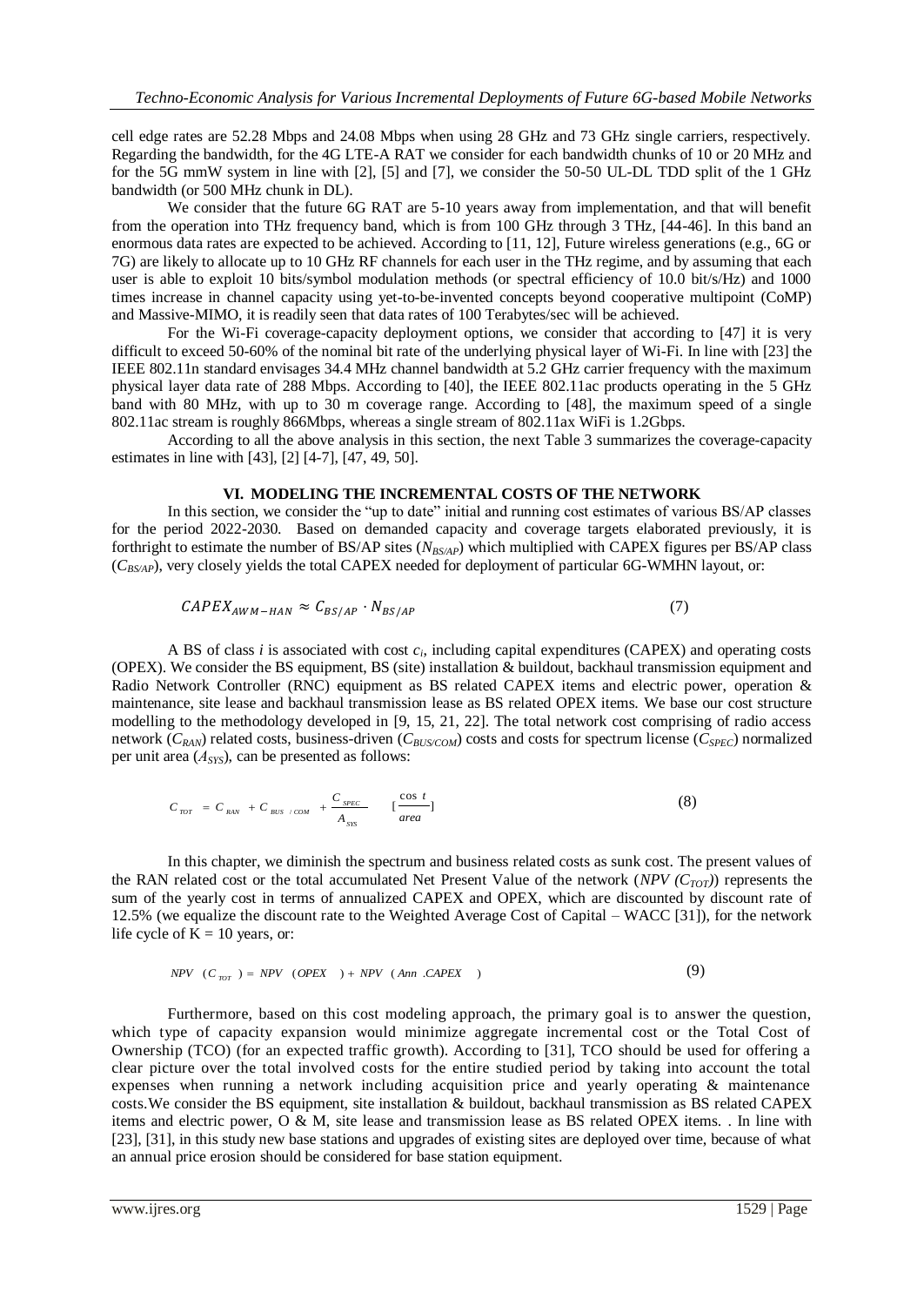cell edge rates are 52.28 Mbps and 24.08 Mbps when using 28 GHz and 73 GHz single carriers, respectively. Regarding the bandwidth, for the 4G LTE-A RAT we consider for each bandwidth chunks of 10 or 20 MHz and for the 5G mmW system in line with [2], [5] and [7], we consider the 50-50 UL-DL TDD split of the 1 GHz bandwidth (or 500 MHz chunk in DL).

We consider that the future 6G RAT are 5-10 years away from implementation, and that will benefit from the operation into THz frequency band, which is from 100 GHz through 3 THz, [44-46]. In this band an enormous data rates are expected to be achieved. According to [11, 12], Future wireless generations (e.g., 6G or 7G) are likely to allocate up to 10 GHz RF channels for each user in the THz regime, and by assuming that each user is able to exploit 10 bits/symbol modulation methods (or spectral efficiency of 10.0 bit/s/Hz) and 1000 times increase in channel capacity using yet-to-be-invented concepts beyond cooperative multipoint (CoMP) and Massive-MIMO, it is readily seen that data rates of 100 Terabytes/sec will be achieved.

For the Wi-Fi coverage-capacity deployment options, we consider that according to [47] it is very difficult to exceed 50-60% of the nominal bit rate of the underlying physical layer of Wi-Fi. In line with [23] the IEEE 802.11n standard envisages 34.4 MHz channel bandwidth at 5.2 GHz carrier frequency with the maximum physical layer data rate of 288 Mbps. According to [40], the IEEE 802.11ac products operating in the 5 GHz band with 80 MHz, with up to 30 m coverage range. According to [48], the maximum speed of a single 802.11ac stream is roughly 866Mbps, whereas a single stream of 802.11ax WiFi is 1.2Gbps.

According to all the above analysis in this section, the next Table 3 summarizes the coverage-capacity estimates in line with [43], [2] [4-7], [47, 49, 50].

## VI. MODELING THE INCREMENTAL COSTS OF THE NETWORK

In this section, we consider the "up to date" initial and running cost estimates of various BS/AP classes for the period 2022-2030. Based on demanded capacity and coverage targets elaborated previously, it is forthright to estimate the number of BS/AP sites ($N_{BS/AP}$) which multiplied with CAPEX figures per BS/AP class ($C_{BS/AP}$), very closely yields the total CAPEX needed for deployment of particular 6G-WMHN layout, or:

$$CAPEX_{AWM-HAN} \approx C_{BS/AP} \cdot N_{BS/AP} \tag{7}$$

A BS of class $i$ is associated with cost $c_i$, including capital expenditures (CAPEX) and operating costs (OPEX). We consider the BS equipment, BS (site) installation & buildout, backhaul transmission equipment and Radio Network Controller (RNC) equipment as BS related CAPEX items and electric power, operation & maintenance, site lease and backhaul transmission lease as BS related OPEX items. We base our cost structure modelling to the methodology developed in [9, 15, 21, 22]. The total network cost comprising of radio access network ($C_{RAN}$) related costs, business-driven ($C_{BUS/COM}$) costs and costs for spectrum license ($C_{SPEC}$) normalized per unit area ($A_{SYS}$), can be presented as follows:

$$C_{TOT} = C_{RAN} + C_{BUS/COM} + \frac{C_{SPEC}}{A_{SYS}} \quad [\frac{\cos t}{area}] \tag{8}$$

In this chapter, we diminish the spectrum and business related costs as sunk cost. The present values of the RAN related cost or the total accumulated Net Present Value of the network ($NPV(C_{TOT})$) represents the sum of the yearly cost in terms of annualized CAPEX and OPEX, which are discounted by discount rate of 12.5% (we equalize the discount rate to the Weighted Average Cost of Capital – WACC [31]), for the network life cycle of $K = 10$ years, or:

$$NPV(C_{TOT}) = NPV(OPEX) + NPV(Ann.CAPEX) \tag{9}$$

Furthermore, based on this cost modeling approach, the primary goal is to answer the question, which type of capacity expansion would minimize aggregate incremental cost or the Total Cost of Ownership (TCO) (for an expected traffic growth). According to [31], TCO should be used for offering a clear picture over the total involved costs for the entire studied period by taking into account the total expenses when running a network including acquisition price and yearly operating & maintenance costs.We consider the BS equipment, site installation & buildout, backhaul transmission as BS related CAPEX items and electric power, O & M, site lease and transmission lease as BS related OPEX items. . In line with [23], [31], in this study new base stations and upgrades of existing sites are deployed over time, because of what an annual price erosion should be considered for base station equipment.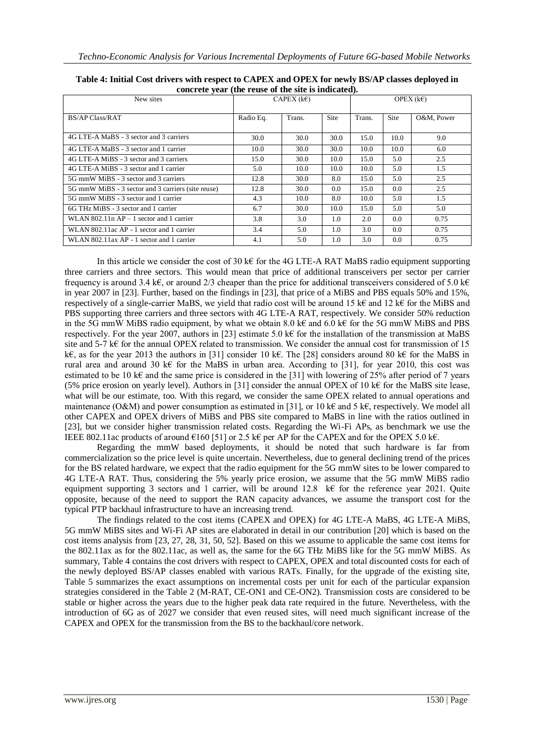**Table 4: Initial Cost drivers with respect to CAPEX and OPEX for newly BS/AP classes deployed in concrete year (the reuse of the site is indicated).**

| New sites | CAPEX (k€) | | | OPEX (k€) | | |
|---|---|---|---|---|---|---|
| BS/AP Class/RAT | Radio Eq. | Trans. | Site | Trans. | Site | O&M, Power |
| 4G LTE-A MaBS - 3 sector and 3 carriers | 30.0 | 30.0 | 30.0 | 15.0 | 10.0 | 9.0 |
| 4G LTE-A MaBS - 3 sector and 1 carrier | 10.0 | 30.0 | 30.0 | 10.0 | 10.0 | 6.0 |
| 4G LTE-A MiBS - 3 sector and 3 carriers | 15.0 | 30.0 | 10.0 | 15.0 | 5.0 | 2.5 |
| 4G LTE-A MiBS - 3 sector and 1 carrier | 5.0 | 10.0 | 10.0 | 10.0 | 5.0 | 1.5 |
| 5G mmW MiBS - 3 sector and 3 carriers | 12.8 | 30.0 | 8.0 | 15.0 | 5.0 | 2.5 |
| 5G mmW MiBS - 3 sector and 3 carriers (site reuse) | 12.8 | 30.0 | 0.0 | 15.0 | 0.0 | 2.5 |
| 5G mmW MiBS - 3 sector and 1 carrier | 4.3 | 10.0 | 8.0 | 10.0 | 5.0 | 1.5 |
| 6G THz MiBS - 3 sector and 1 carrier | 6.7 | 30.0 | 10.0 | 15.0 | 5.0 | 5.0 |
| WLAN 802.11n AP – 1 sector and 1 carrier | 3.8 | 3.0 | 1.0 | 2.0 | 0.0 | 0.75 |
| WLAN 802.11ac AP - 1 sector and 1 carrier | 3.4 | 5.0 | 1.0 | 3.0 | 0.0 | 0.75 |
| WLAN 802.11ax AP - 1 sector and 1 carrier | 4.1 | 5.0 | 1.0 | 3.0 | 0.0 | 0.75 |

In this article we consider the cost of 30 k€ for the 4G LTE-A RAT MaBS radio equipment supporting three carriers and three sectors. This would mean that price of additional transceivers per sector per carrier frequency is around 3.4 k€, or around 2/3 cheaper than the price for additional transceivers considered of 5.0 k€ in year 2007 in [23]. Further, based on the findings in [23], that price of a MiBS and PBS equals 50% and 15%, respectively of a single-carrier MaBS, we yield that radio cost will be around 15 k€ and 12 k€ for the MiBS and PBS supporting three carriers and three sectors with 4G LTE-A RAT, respectively. We consider 50% reduction in the 5G mmW MiBS radio equipment, by what we obtain 8.0 k€ and 6.0 k€ for the 5G mmW MiBS and PBS respectively. For the year 2007, authors in [23] estimate 5.0 k€ for the installation of the transmission at MaBS site and 5-7 k€ for the annual OPEX related to transmission. We consider the annual cost for transmission of 15 k€, as for the year 2013 the authors in [31] consider 10 k€. The [28] considers around 80 k€ for the MaBS in rural area and around 30 k€ for the MaBS in urban area. According to [31], for year 2010, this cost was estimated to be 10 k€ and the same price is considered in the [31] with lowering of 25% after period of 7 years (5% price erosion on yearly level). Authors in [31] consider the annual OPEX of 10 k€ for the MaBS site lease, what will be our estimate, too. With this regard, we consider the same OPEX related to annual operations and maintenance (O&M) and power consumption as estimated in [31], or 10 k€ and 5 k€, respectively. We model all other CAPEX and OPEX drivers of MiBS and PBS site compared to MaBS in line with the ratios outlined in [23], but we consider higher transmission related costs. Regarding the Wi-Fi APs, as benchmark we use the IEEE 802.11ac products of around €160 [51] or 2.5 k€ per AP for the CAPEX and for the OPEX 5.0 k€.

Regarding the mmW based deployments, it should be noted that such hardware is far from commercialization so the price level is quite uncertain. Nevertheless, due to general declining trend of the prices for the BS related hardware, we expect that the radio equipment for the 5G mmW sites to be lower compared to 4G LTE-A RAT. Thus, considering the 5% yearly price erosion, we assume that the 5G mmW MiBS radio equipment supporting 3 sectors and 1 carrier, will be around 12.8 k€ for the reference year 2021. Quite opposite, because of the need to support the RAN capacity advances, we assume the transport cost for the typical PTP backhaul infrastructure to have an increasing trend.

The findings related to the cost items (CAPEX and OPEX) for 4G LTE-A MaBS, 4G LTE-A MiBS, 5G mmW MiBS sites and Wi-Fi AP sites are elaborated in detail in our contribution [20] which is based on the cost items analysis from [23, 27, 28, 31, 50, 52]. Based on this we assume to applicable the same cost items for the 802.11ax as for the 802.11ac, as well as, the same for the 6G THz MiBS like for the 5G mmW MiBS. As summary, Table 4 contains the cost drivers with respect to CAPEX, OPEX and total discounted costs for each of the newly deployed BS/AP classes enabled with various RATs. Finally, for the upgrade of the existing site, Table 5 summarizes the exact assumptions on incremental costs per unit for each of the particular expansion strategies considered in the Table 2 (M-RAT, CE-ON1 and CE-ON2). Transmission costs are considered to be stable or higher across the years due to the higher peak data rate required in the future. Nevertheless, with the introduction of 6G as of 2027 we consider that even reused sites, will need much significant increase of the CAPEX and OPEX for the transmission from the BS to the backhaul/core network.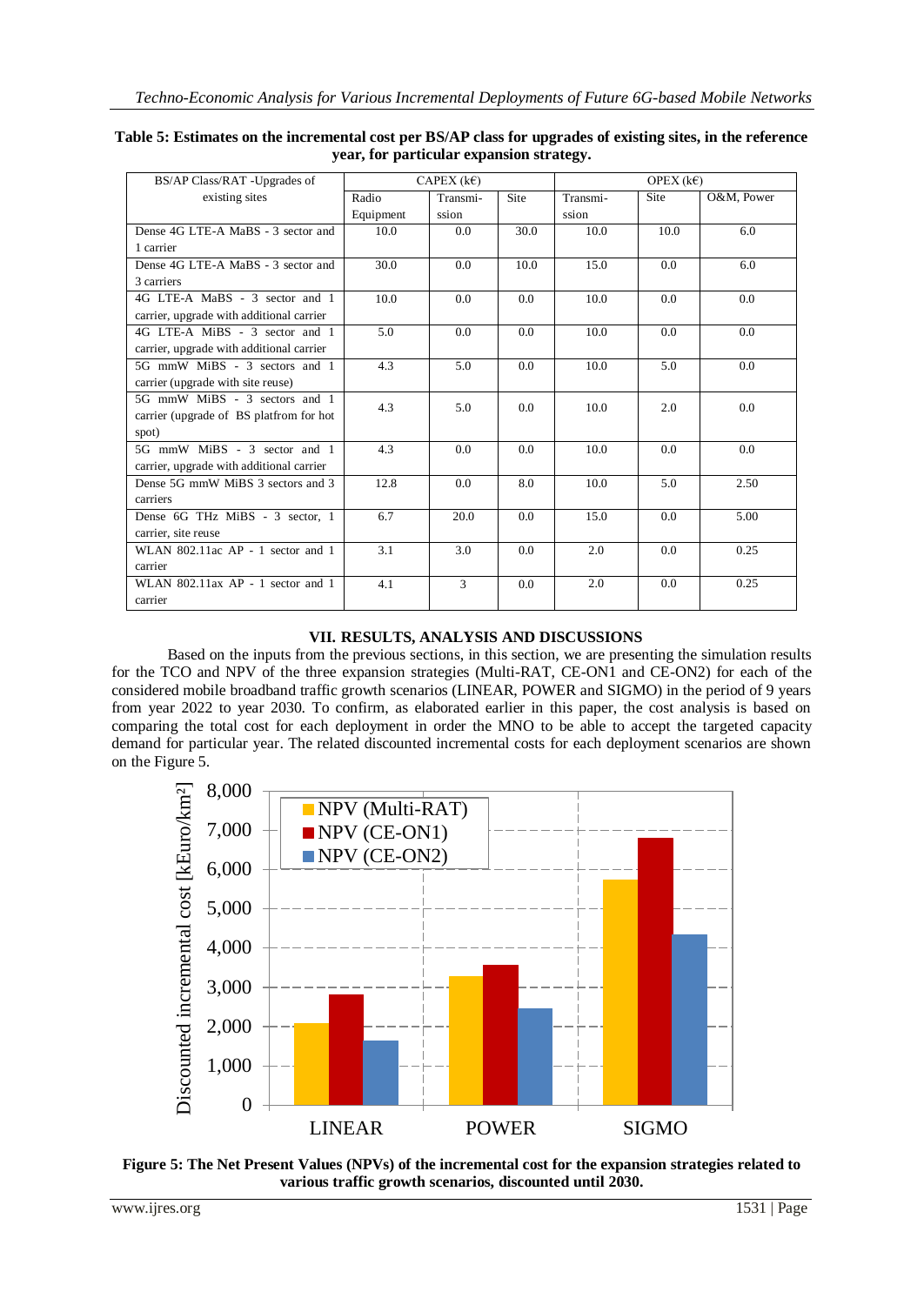**Table 5: Estimates on the incremental cost per BS/AP class for upgrades of existing sites, in the reference year, for particular expansion strategy.**

| BS/AP Class/RAT -Upgrades of existing sites | CAPEX (k€) | | | OPEX (k€) | | |
|---|---|---|---|---|---|---|
| | Radio Equipment | Transmi-ssion | Site | Transmi-ssion | Site | O&M, Power |
| Dense 4G LTE-A MaBS - 3 sector and 1 carrier | 10.0 | 0.0 | 30.0 | 10.0 | 10.0 | 6.0 |
| Dense 4G LTE-A MaBS - 3 sector and 3 carriers | 30.0 | 0.0 | 10.0 | 15.0 | 0.0 | 6.0 |
| 4G LTE-A MaBS - 3 sector and 1 carrier, upgrade with additional carrier | 10.0 | 0.0 | 0.0 | 10.0 | 0.0 | 0.0 |
| 4G LTE-A MiBS - 3 sector and 1 carrier, upgrade with additional carrier | 5.0 | 0.0 | 0.0 | 10.0 | 0.0 | 0.0 |
| 5G mmW MiBS - 3 sectors and 1 carrier (upgrade with site reuse) | 4.3 | 5.0 | 0.0 | 10.0 | 5.0 | 0.0 |
| 5G mmW MiBS - 3 sectors and 1 carrier (upgrade of BS platfrom for hot spot) | 4.3 | 5.0 | 0.0 | 10.0 | 2.0 | 0.0 |
| 5G mmW MiBS - 3 sector and 1 carrier, upgrade with additional carrier | 4.3 | 0.0 | 0.0 | 10.0 | 0.0 | 0.0 |
| Dense 5G mmW MiBS 3 sectors and 3 carriers | 12.8 | 0.0 | 8.0 | 10.0 | 5.0 | 2.50 |
| Dense 6G THz MiBS - 3 sector, 1 carrier, site reuse | 6.7 | 20.0 | 0.0 | 15.0 | 0.0 | 5.00 |
| WLAN 802.11ac AP - 1 sector and 1 carrier | 3.1 | 3.0 | 0.0 | 2.0 | 0.0 | 0.25 |
| WLAN 802.11ax AP - 1 sector and 1 carrier | 4.1 | 3 | 0.0 | 2.0 | 0.0 | 0.25 |

## VII. RESULTS, ANALYSIS AND DISCUSSIONS

Based on the inputs from the previous sections, in this section, we are presenting the simulation results for the TCO and NPV of the three expansion strategies (Multi-RAT, CE-ON1 and CE-ON2) for each of the considered mobile broadband traffic growth scenarios (LINEAR, POWER and SIGMO) in the period of 9 years from year 2022 to year 2030. To confirm, as elaborated earlier in this paper, the cost analysis is based on comparing the total cost for each deployment in order the MNO to be able to accept the targeted capacity demand for particular year. The related discounted incremental costs for each deployment scenarios are shown on the Figure 5.

**Figure 5: The Net Present Values (NPVs) of the incremental cost for the expansion strategies related to various traffic growth scenarios, discounted until 2030.**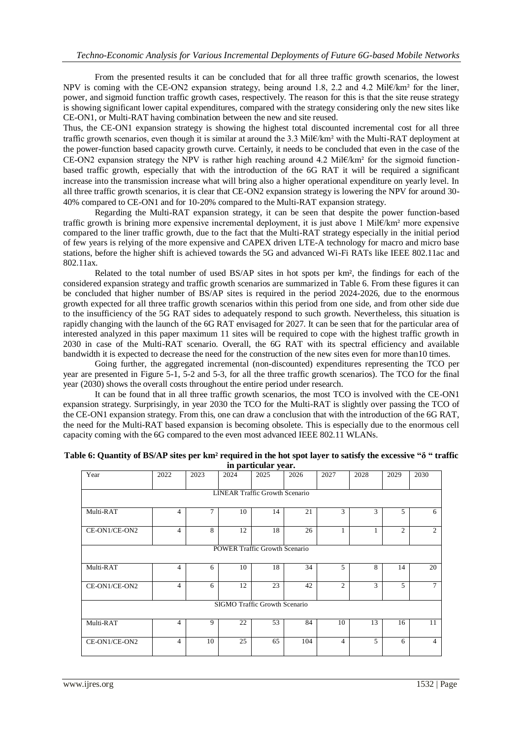From the presented results it can be concluded that for all three traffic growth scenarios, the lowest NPV is coming with the CE-ON2 expansion strategy, being around 1.8, 2.2 and 4.2 Mil€/km² for the liner, power, and sigmoid function traffic growth cases, respectively. The reason for this is that the site reuse strategy is showing significant lower capital expenditures, compared with the strategy considering only the new sites like CE-ON1, or Multi-RAT having combination between the new and site reused.

Thus, the CE-ON1 expansion strategy is showing the highest total discounted incremental cost for all three traffic growth scenarios, even though it is similar at around the 3.3 Mil€/km² with the Multi-RAT deployment at the power-function based capacity growth curve. Certainly, it needs to be concluded that even in the case of the CE-ON2 expansion strategy the NPV is rather high reaching around 4.2 Mil€/km² for the sigmoid function-based traffic growth, especially that with the introduction of the 6G RAT it will be required a significant increase into the transmission increase what will bring also a higher operational expenditure on yearly level. In all three traffic growth scenarios, it is clear that CE-ON2 expansion strategy is lowering the NPV for around 30-40% compared to CE-ON1 and for 10-20% compared to the Multi-RAT expansion strategy.

Regarding the Multi-RAT expansion strategy, it can be seen that despite the power function-based traffic growth is brining more expensive incremental deployment, it is just above 1 Mil€/km² more expensive compared to the liner traffic growth, due to the fact that the Multi-RAT strategy especially in the initial period of few years is relying of the more expensive and CAPEX driven LTE-A technology for macro and micro base stations, before the higher shift is achieved towards the 5G and advanced Wi-Fi RATs like IEEE 802.11ac and 802.11ax.

Related to the total number of used BS/AP sites in hot spots per km², the findings for each of the considered expansion strategy and traffic growth scenarios are summarized in Table 6. From these figures it can be concluded that higher number of BS/AP sites is required in the period 2024-2026, due to the enormous growth expected for all three traffic growth scenarios within this period from one side, and from other side due to the insufficiency of the 5G RAT sides to adequately respond to such growth. Nevertheless, this situation is rapidly changing with the launch of the 6G RAT envisaged for 2027. It can be seen that for the particular area of interested analyzed in this paper maximum 11 sites will be required to cope with the highest traffic growth in 2030 in case of the Multi-RAT scenario. Overall, the 6G RAT with its spectral efficiency and available bandwidth it is expected to decrease the need for the construction of the new sites even for more than10 times.

Going further, the aggregated incremental (non-discounted) expenditures representing the TCO per year are presented in Figure 5-1, 5-2 and 5-3, for all the three traffic growth scenarios). The TCO for the final year (2030) shows the overall costs throughout the entire period under research.

It can be found that in all three traffic growth scenarios, the most TCO is involved with the CE-ON1 expansion strategy. Surprisingly, in year 2030 the TCO for the Multi-RAT is slightly over passing the TCO of the CE-ON1 expansion strategy. From this, one can draw a conclusion that with the introduction of the 6G RAT, the need for the Multi-RAT based expansion is becoming obsolete. This is especially due to the enormous cell capacity coming with the 6G compared to the even most advanced IEEE 802.11 WLANs.

**Table 6: Quantity of BS/AP sites per km² required in the hot spot layer to satisfy the excessive "δ " traffic in particular year.**

| Year | 2022 | 2023 | 2024 | 2025 | 2026 | 2027 | 2028 | 2029 | 2030 |
|---|---|---|---|---|---|---|---|---|---|
| LINEAR Traffic Growth Scenario | | | | | | | | | |
| Multi-RAT | 4 | 7 | 10 | 14 | 21 | 3 | 3 | 5 | 6 |
| CE-ON1/CE-ON2 | 4 | 8 | 12 | 18 | 26 | 1 | 1 | 2 | 2 |
| POWER Traffic Growth Scenario | | | | | | | | | |
| Multi-RAT | 4 | 6 | 10 | 18 | 34 | 5 | 8 | 14 | 20 |
| CE-ON1/CE-ON2 | 4 | 6 | 12 | 23 | 42 | 2 | 3 | 5 | 7 |
| SIGMO Traffic Growth Scenario | | | | | | | | | |
| Multi-RAT | 4 | 9 | 22 | 53 | 84 | 10 | 13 | 16 | 11 |
| CE-ON1/CE-ON2 | 4 | 10 | 25 | 65 | 104 | 4 | 5 | 6 | 4 |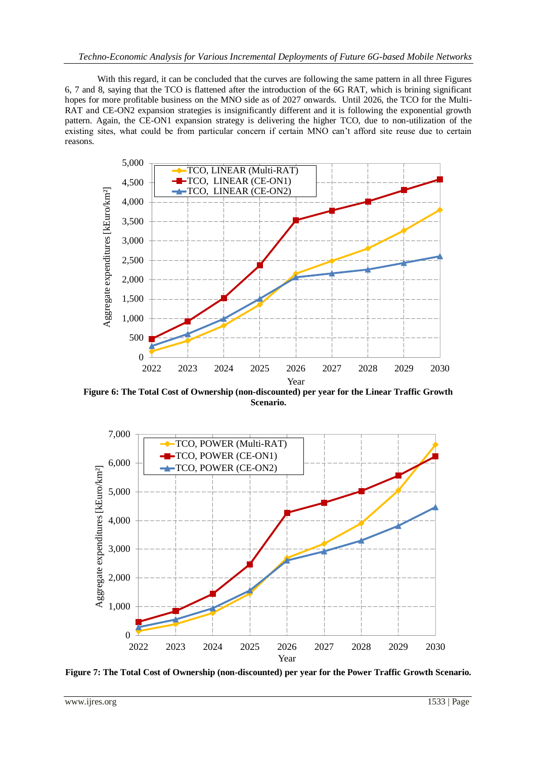With this regard, it can be concluded that the curves are following the same pattern in all three Figures 6, 7 and 8, saying that the TCO is flattened after the introduction of the 6G RAT, which is brining significant hopes for more profitable business on the MNO side as of 2027 onwards. Until 2026, the TCO for the Multi-RAT and CE-ON2 expansion strategies is insignificantly different and it is following the exponential growth pattern. Again, the CE-ON1 expansion strategy is delivering the higher TCO, due to non-utilization of the existing sites, what could be from particular concern if certain MNO can't afford site reuse due to certain reasons.

**Figure 6: The Total Cost of Ownership (non-discounted) per year for the Linear Traffic Growth Scenario.**

**Figure 7: The Total Cost of Ownership (non-discounted) per year for the Power Traffic Growth Scenario.**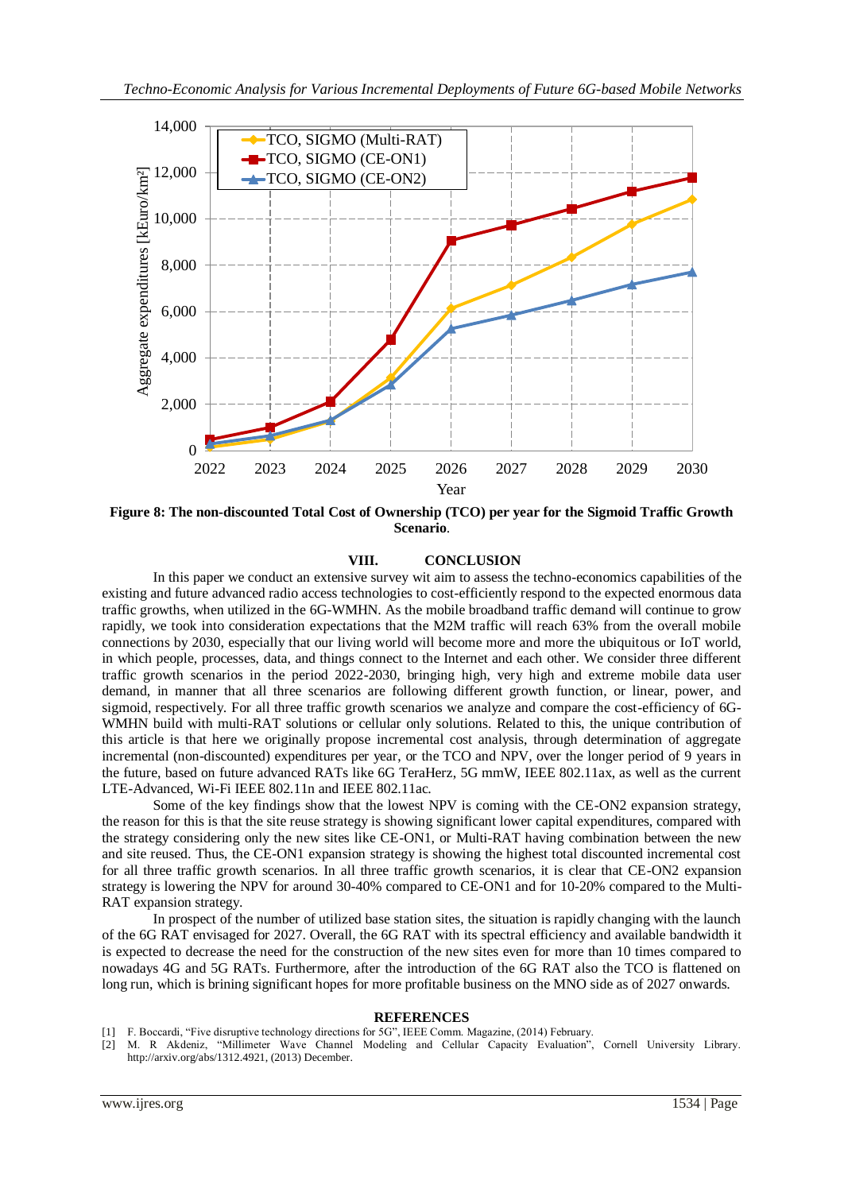**Figure 8: The non-discounted Total Cost of Ownership (TCO) per year for the Sigmoid Traffic Growth Scenario**.

## VIII. CONCLUSION

In this paper we conduct an extensive survey wit aim to assess the techno-economics capabilities of the existing and future advanced radio access technologies to cost-efficiently respond to the expected enormous data traffic growths, when utilized in the 6G-WMHN. As the mobile broadband traffic demand will continue to grow rapidly, we took into consideration expectations that the M2M traffic will reach 63% from the overall mobile connections by 2030, especially that our living world will become more and more the ubiquitous or IoT world, in which people, processes, data, and things connect to the Internet and each other. We consider three different traffic growth scenarios in the period 2022-2030, bringing high, very high and extreme mobile data user demand, in manner that all three scenarios are following different growth function, or linear, power, and sigmoid, respectively. For all three traffic growth scenarios we analyze and compare the cost-efficiency of 6G-WMHN build with multi-RAT solutions or cellular only solutions. Related to this, the unique contribution of this article is that here we originally propose incremental cost analysis, through determination of aggregate incremental (non-discounted) expenditures per year, or the TCO and NPV, over the longer period of 9 years in the future, based on future advanced RATs like 6G TeraHerz, 5G mmW, IEEE 802.11ax, as well as the current LTE-Advanced, Wi-Fi IEEE 802.11n and IEEE 802.11ac.

Some of the key findings show that the lowest NPV is coming with the CE-ON2 expansion strategy, the reason for this is that the site reuse strategy is showing significant lower capital expenditures, compared with the strategy considering only the new sites like CE-ON1, or Multi-RAT having combination between the new and site reused. Thus, the CE-ON1 expansion strategy is showing the highest total discounted incremental cost for all three traffic growth scenarios. In all three traffic growth scenarios, it is clear that CE-ON2 expansion strategy is lowering the NPV for around 30-40% compared to CE-ON1 and for 10-20% compared to the Multi-RAT expansion strategy.

In prospect of the number of utilized base station sites, the situation is rapidly changing with the launch of the 6G RAT envisaged for 2027. Overall, the 6G RAT with its spectral efficiency and available bandwidth it is expected to decrease the need for the construction of the new sites even for more than 10 times compared to nowadays 4G and 5G RATs. Furthermore, after the introduction of the 6G RAT also the TCO is flattened on long run, which is brining significant hopes for more profitable business on the MNO side as of 2027 onwards.

## REFERENCES

[1] F. Boccardi, "Five disruptive technology directions for 5G", IEEE Comm. Magazine, (2014) February.

[2] M. R Akdeniz, "Millimeter Wave Channel Modeling and Cellular Capacity Evaluation", Cornell University Library. http://arxiv.org/abs/1312.4921, (2013) December.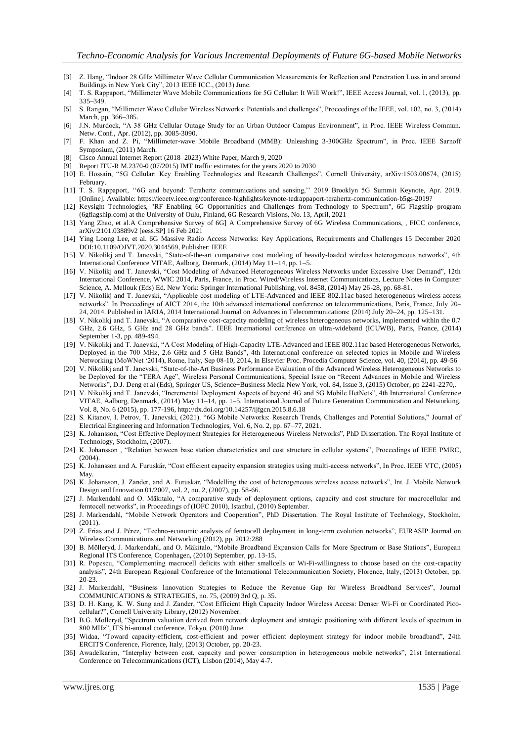[3] Z. Hang, "Indoor 28 GHz Millimeter Wave Cellular Communication Measurements for Reflection and Penetration Loss in and around Buildings in New York City", 2013 IEEE ICC., (2013) June.

[4] T. S. Rappaport, "Millimeter Wave Mobile Communications for 5G Cellular: It Will Work!", IEEE Access Journal, vol. 1, (2013), pp. 335–349.

[5] S. Rangan, "Millimeter Wave Cellular Wireless Networks: Potentials and challenges", Proceedings of the IEEE, vol. 102, no. 3, (2014) March, pp. 366–385.

[6] J.N. Murdock, "A 38 GHz Cellular Outage Study for an Urban Outdoor Campus Environment", in Proc. IEEE Wireless Commun. Netw. Conf., Apr. (2012), pp. 3085-3090.

[7] F. Khan and Z. Pi, "Millimeter-wave Mobile Broadband (MMB): Unleashing 3-300GHz Spectrum", in Proc. IEEE Sarnoff Symposium, (2011) March.

[8] Cisco Annual Internet Report (2018–2023) White Paper, March 9, 2020

[9] Report ITU-R M.2370-0 (07/2015) IMT traffic estimates for the years 2020 to 2030

[10] E. Hossain, "5G Cellular: Key Enabling Technologies and Research Challenges", Cornell University, arXiv:1503.00674, (2015) February.

[11] T. S. Rappaport, ''6G and beyond: Terahertz communications and sensing,'' 2019 Brooklyn 5G Summit Keynote, Apr. 2019. [Online]. Available: https://ieeetv.ieee.org/conference-highlights/keynote-tedrappaport-terahertz-communication-b5gs-2019?

[12] Keysight Technologies, "RF Enabling 6G Opportunities and Challenges from Technology to Spectrum", 6G Flagship program (6gflagship.com) at the University of Oulu, Finland, 6G Research Visions, No. 13, April, 2021

[13] Yang Zhao, et al.A Comprehensive Survey of 6G] A Comprehensive Survey of 6G Wireless Communications, , FICC conference, arXiv:2101.03889v2 [eess.SP] 16 Feb 2021

[14] Ying Loong Lee, et al. 6G Massive Radio Access Networks: Key Applications, Requirements and Challenges 15 December 2020 DOI:10.1109/OJVT.2020.3044569, Publisher: IEEE

[15] V. Nikolikj and T. Janevski, "State-of-the-art comparative cost modeling of heavily-loaded wireless heterogeneous networks", 4th International Conference VITAE, Aalborg, Denmark, (2014) May 11–14, pp. 1–5.

[16] V. Nikolikj and T. Janevski, "Cost Modeling of Advanced Heterogeneous Wireless Networks under Excessive User Demand", 12th International Conference, WWIC 2014, Paris, France, in Proc. Wired/Wireless Internet Communications, Lecture Notes in Computer Science, A. Mellouk (Eds) Ed. New York: Springer International Publishing, vol. 8458, (2014) May 26-28, pp. 68-81.

[17] V. Nikolikj and T. Janevski, "Applicable cost modeling of LTE-Advanced and IEEE 802.11ac based heterogeneous wireless access networks". In Proceedings of AICT 2014, the 10th advanced international conference on telecommunications, Paris, France, July 20–24, 2014. Published in IARIA, 2014 International Journal on Advances in Telecommunications: (2014) July 20–24, pp. 125–131.

[18] V. Nikolikj and T. Janevski, "A comparative cost-capacity modeling of wireless heterogeneous networks, implemented within the 0.7 GHz, 2.6 GHz, 5 GHz and 28 GHz bands". IEEE International conference on ultra-wideband (ICUWB), Paris, France, (2014) September 1-3, pp. 489-494.

[19] V. Nikolikj and T. Janevski, "A Cost Modeling of High-Capacity LTE-Advanced and IEEE 802.11ac based Heterogeneous Networks, Deployed in the 700 MHz, 2.6 GHz and 5 GHz Bands", 4th International conference on selected topics in Mobile and Wireless Networking (MoWNet '2014), Rome, Italy, Sep 08-10, 2014, in Elsevier Proc. Procedia Computer Science, vol. 40, (2014), pp. 49-56

[20] V. Nikolikj and T. Janevski, "State-of-the-Art Business Performance Evaluation of the Advanced Wireless Heterogeneous Networks to be Deployed for the "TERA Age", Wireless Personal Communications, Special Issue on "Recent Advances in Mobile and Wireless Networks", D.J. Deng et al (Eds), Springer US, Science+Business Media New York, vol. 84, Issue 3, (2015) October, pp 2241-2270,.

[21] V. Nikolikj and T. Janevski, "Incremental Deployment Aspects of beyond 4G and 5G Mobile HetNets", 4th International Conference VITAE, Aalborg, Denmark, (2014) May 11–14, pp. 1–5. International Journal of Future Generation Communication and Networking, Vol. 8, No. 6 (2015), pp. 177-196, http://dx.doi.org/10.14257/ijfgcn.2015.8.6.18

[22] S. Kitanov, I. Petrov, T. Janevski, (2021). "6G Mobile Networks: Research Trends, Challenges and Potential Solutions," Journal of Electrical Engineering and Information Technologies, Vol. 6, No. 2, pp. 67–77, 2021.

[23] K. Johansson, "Cost Effective Deployment Strategies for Heterogeneous Wireless Networks", PhD Dissertation. The Royal Institute of Technology, Stockholm, (2007).

[24] K. Johansson , "Relation between base station characteristics and cost structure in cellular systems", Proceedings of IEEE PMRC, (2004).

[25] K. Johansson and A. Furuskär, "Cost efficient capacity expansion strategies using multi-access networks", In Proc. IEEE VTC, (2005) May.

[26] K. Johansson, J. Zander, and A. Furuskär, "Modelling the cost of heterogeneous wireless access networks", Int. J. Mobile Network Design and Innovation 01/2007, vol. 2, no. 2, (2007), pp. 58-66.

[27] J. Markendahl and O. Mäkitalo, "A comparative study of deployment options, capacity and cost structure for macrocellular and femtocell networks", in Proceedings of (IOFC 2010), Istanbul, (2010) September.

[28] J. Markendahl, "Mobile Network Operators and Cooperation", PhD Dissertation. The Royal Institute of Technology, Stockholm, (2011).

[29] Z. Frias and J. Pérez, "Techno-economic analysis of femtocell deployment in long-term evolution networks", EURASIP Journal on Wireless Communications and Networking (2012), pp. 2012:288

[30] B. Mölleryd, J. Markendahl, and O. Mäkitalo, "Mobile Broadband Expansion Calls for More Spectrum or Base Stations", European Regional ITS Conference, Copenhagen, (2010) September, pp. 13-15.

[31] R. Popescu, "Complementing macrocell deficits with either smallcells or Wi-Fi-willingness to choose based on the cost-capacity analysis", 24th European Regional Conference of the International Telecommunication Society, Florence, Italy, (2013) October, pp. 20-23.

[32] J. Markendahl, "Business Innovation Strategies to Reduce the Revenue Gap for Wireless Broadband Services", Journal COMMUNICATIONS & STRATEGIES, no. 75, (2009) 3rd Q, p. 35.

[33] D. H. Kang, K. W. Sung and J. Zander, "Cost Efficient High Capacity Indoor Wireless Access: Denser Wi-Fi or Coordinated Pico-cellular?", Cornell University Library, (2012) November.

[34] B.G. Molleryd, "Spectrum valuation derived from network deployment and strategic positioning with different levels of spectrum in 800 MHz", ITS bi-annual conference, Tokyo, (2010) June.

[35] Widaa, "Toward capacity-efficient, cost-efficient and power efficient deployment strategy for indoor mobile broadband", 24th ERCITS Conference, Florence, Italy, (2013) October, pp. 20-23.

[36] Awadelkarim, "Interplay between cost, capacity and power consumption in heterogeneous mobile networks", 21st International Conference on Telecommunications (ICT), Lisbon (2014), May 4-7.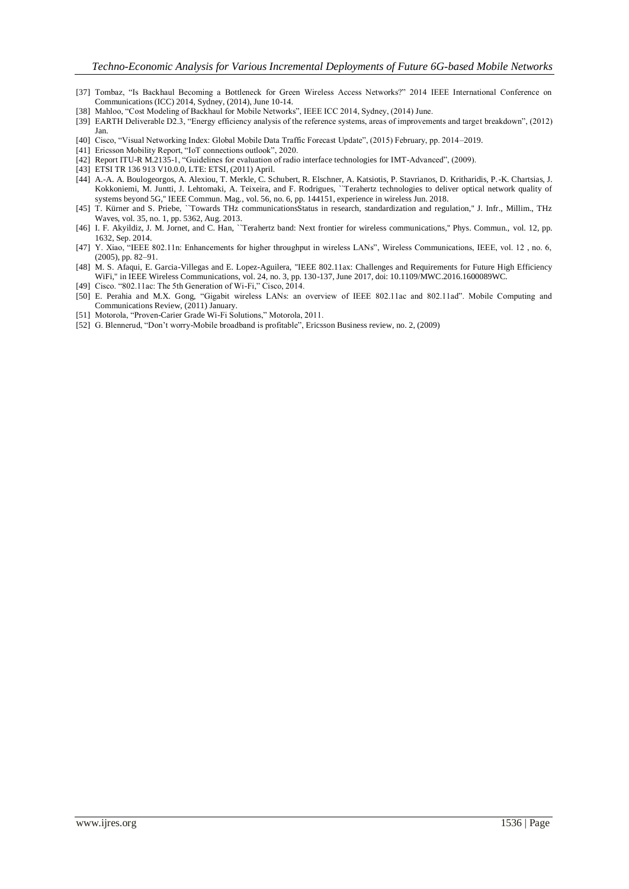[37] Tombaz, "Is Backhaul Becoming a Bottleneck for Green Wireless Access Networks?" 2014 IEEE International Conference on Communications (ICC) 2014, Sydney, (2014), June 10-14.

[38] Mahloo, "Cost Modeling of Backhaul for Mobile Networks", IEEE ICC 2014, Sydney, (2014) June.

[39] EARTH Deliverable D2.3, "Energy efficiency analysis of the reference systems, areas of improvements and target breakdown", (2012) Jan.

[40] Cisco, "Visual Networking Index: Global Mobile Data Traffic Forecast Update", (2015) February, pp. 2014–2019.

[41] Ericsson Mobility Report, "IoT connections outlook", 2020.

[42] Report ITU-R M.2135-1, "Guidelines for evaluation of radio interface technologies for IMT-Advanced", (2009).

[43] ETSI TR 136 913 V10.0.0, LTE: ETSI, (2011) April.

[44] A.-A. A. Boulogeorgos, A. Alexiou, T. Merkle, C. Schubert, R. Elschner, A. Katsiotis, P. Stavrianos, D. Kritharidis, P.-K. Chartsias, J. Kokkoniemi, M. Juntti, J. Lehtomaki, A. Teixeira, and F. Rodrigues, ``Terahertz technologies to deliver optical network quality of systems beyond 5G," IEEE Commun. Mag., vol. 56, no. 6, pp. 144151, experience in wireless Jun. 2018.

[45] T. Kürner and S. Priebe, ``Towards THz communicationsStatus in research, standardization and regulation," J. Infr., Millim., THz Waves, vol. 35, no. 1, pp. 5362, Aug. 2013.

[46] I. F. Akyildiz, J. M. Jornet, and C. Han, ``Terahertz band: Next frontier for wireless communications," Phys. Commun., vol. 12, pp. 1632, Sep. 2014.

[47] Y. Xiao, "IEEE 802.11n: Enhancements for higher throughput in wireless LANs", Wireless Communications, IEEE, vol. 12 , no. 6, (2005), pp. 82–91.

[48] M. S. Afaqui, E. Garcia-Villegas and E. Lopez-Aguilera, "IEEE 802.11ax: Challenges and Requirements for Future High Efficiency WiFi," in IEEE Wireless Communications, vol. 24, no. 3, pp. 130-137, June 2017, doi: 10.1109/MWC.2016.1600089WC.

[49] Cisco. "802.11ac: The 5th Generation of Wi-Fi," Cisco, 2014.

[50] E. Perahia and M.X. Gong, "Gigabit wireless LANs: an overview of IEEE 802.11ac and 802.11ad". Mobile Computing and Communications Review, (2011) January.

[51] Motorola, "Proven-Carier Grade Wi-Fi Solutions," Motorola, 2011.

[52] G. Blennerud, "Don't worry-Mobile broadband is profitable", Ericsson Business review, no. 2, (2009)